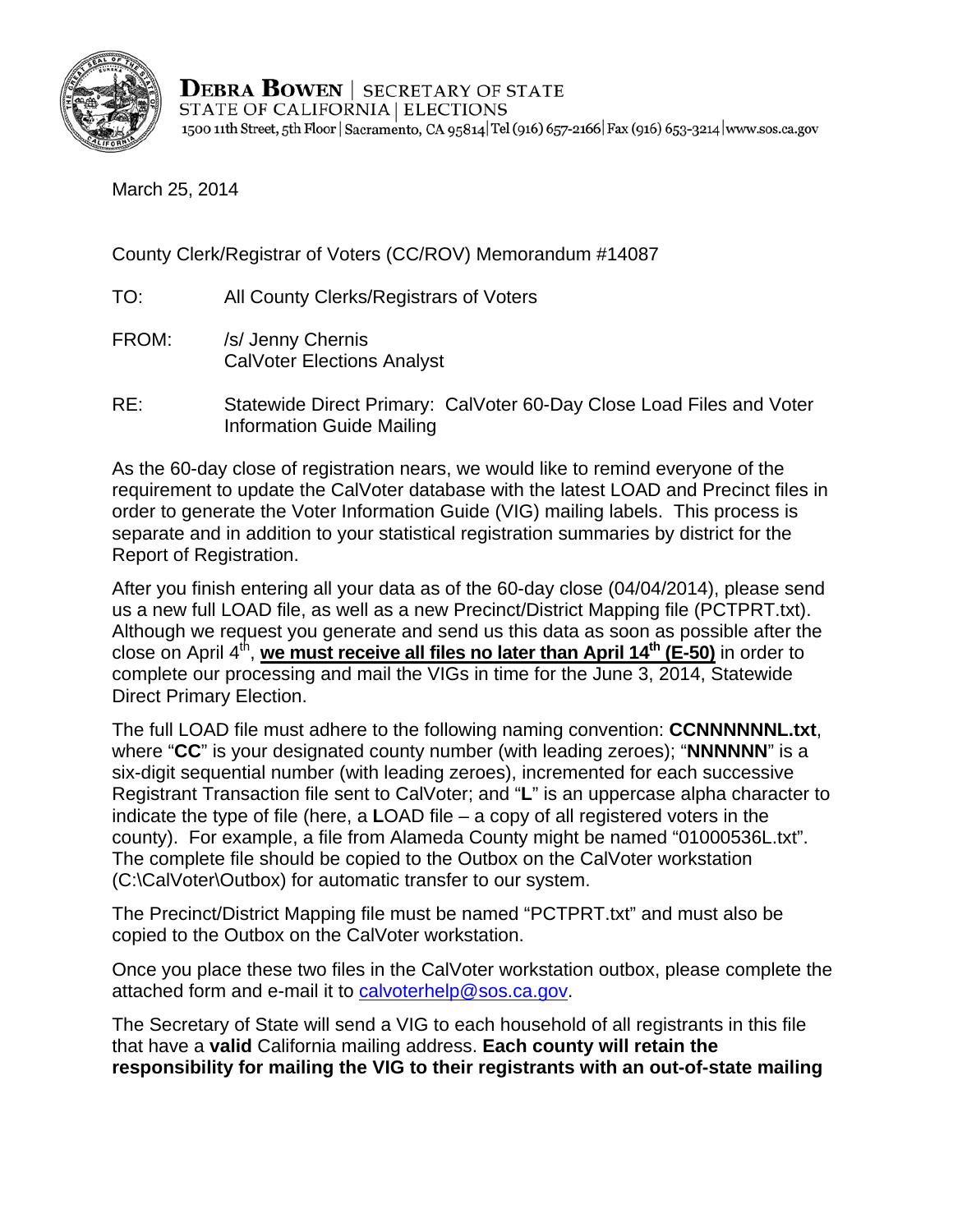**DEBRA BOWEN** | SECRETARY OF STATE
STATE OF CALIFORNIA | ELECTIONS
1500 11th Street, 5th Floor | Sacramento, CA 95814 | Tel (916) 657-2166 | Fax (916) 653-3214 | www.sos.ca.gov

March 25, 2014

County Clerk/Registrar of Voters (CC/ROV) Memorandum #14087

TO: All County Clerks/Registrars of Voters

FROM: /s/ Jenny Chernis
CalVoter Elections Analyst

RE: Statewide Direct Primary: CalVoter 60-Day Close Load Files and Voter Information Guide Mailing

As the 60-day close of registration nears, we would like to remind everyone of the requirement to update the CalVoter database with the latest LOAD and Precinct files in order to generate the Voter Information Guide (VIG) mailing labels. This process is separate and in addition to your statistical registration summaries by district for the Report of Registration.

After you finish entering all your data as of the 60-day close (04/04/2014), please send us a new full LOAD file, as well as a new Precinct/District Mapping file (PCTPRT.txt). Although we request you generate and send us this data as soon as possible after the close on April 4th, **we must receive all files no later than April 14th (E-50)** in order to complete our processing and mail the VIGs in time for the June 3, 2014, Statewide Direct Primary Election.

The full LOAD file must adhere to the following naming convention: **CCNNNNNNL.txt**, where "**CC**" is your designated county number (with leading zeroes); "**NNNNNN**" is a six-digit sequential number (with leading zeroes), incremented for each successive Registrant Transaction file sent to CalVoter; and "**L**" is an uppercase alpha character to indicate the type of file (here, a **L**OAD file – a copy of all registered voters in the county). For example, a file from Alameda County might be named "01000536L.txt". The complete file should be copied to the Outbox on the CalVoter workstation (C:\CalVoter\Outbox) for automatic transfer to our system.

The Precinct/District Mapping file must be named "PCTPRT.txt" and must also be copied to the Outbox on the CalVoter workstation.

Once you place these two files in the CalVoter workstation outbox, please complete the attached form and e-mail it to calvoterhelp@sos.ca.gov.

The Secretary of State will send a VIG to each household of all registrants in this file that have a **valid** California mailing address. **Each county will retain the responsibility for mailing the VIG to their registrants with an out-of-state mailing**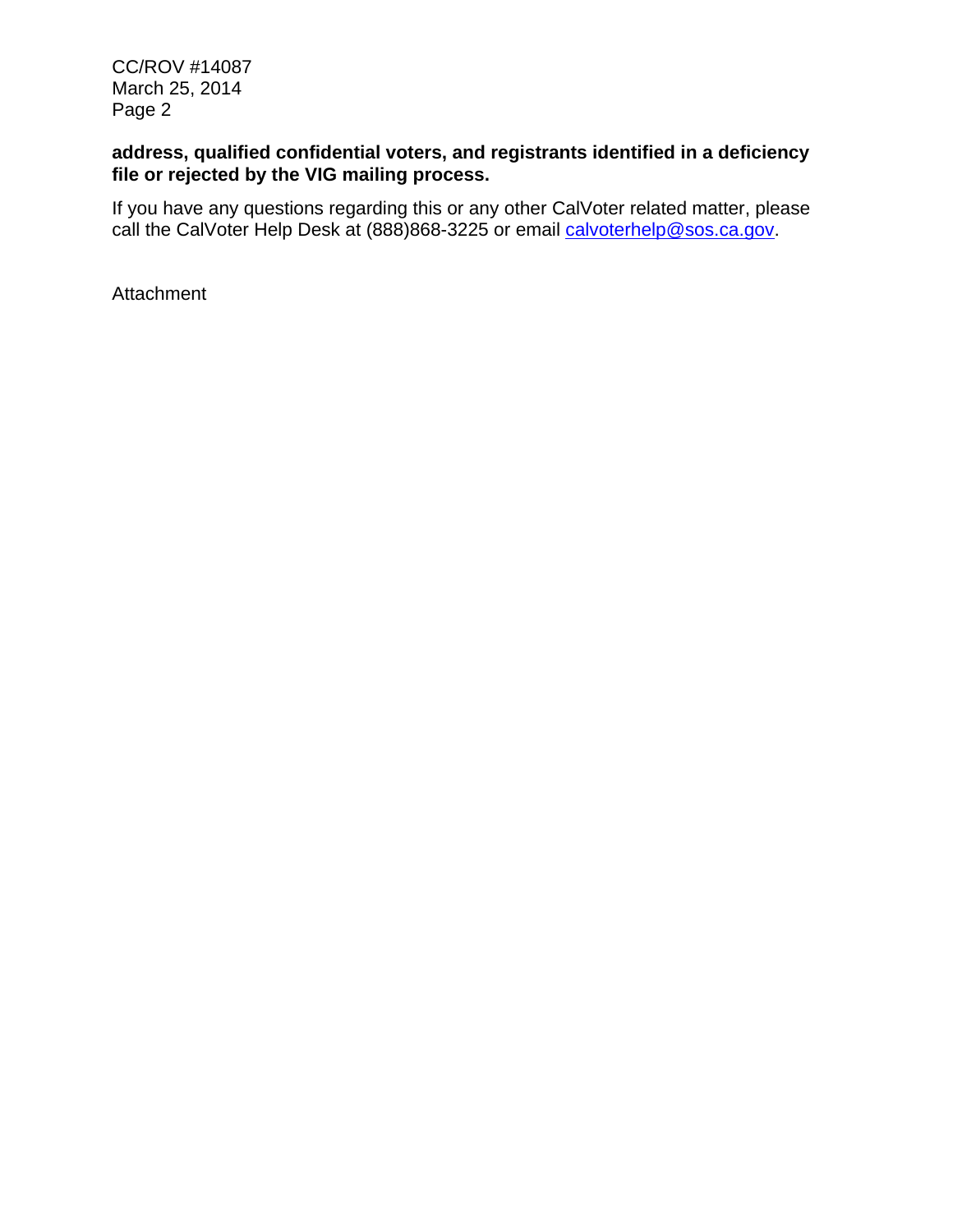**address, qualified confidential voters, and registrants identified in a deficiency file or rejected by the VIG mailing process.**

If you have any questions regarding this or any other CalVoter related matter, please call the CalVoter Help Desk at (888)868-3225 or email calvoterhelp@sos.ca.gov.

Attachment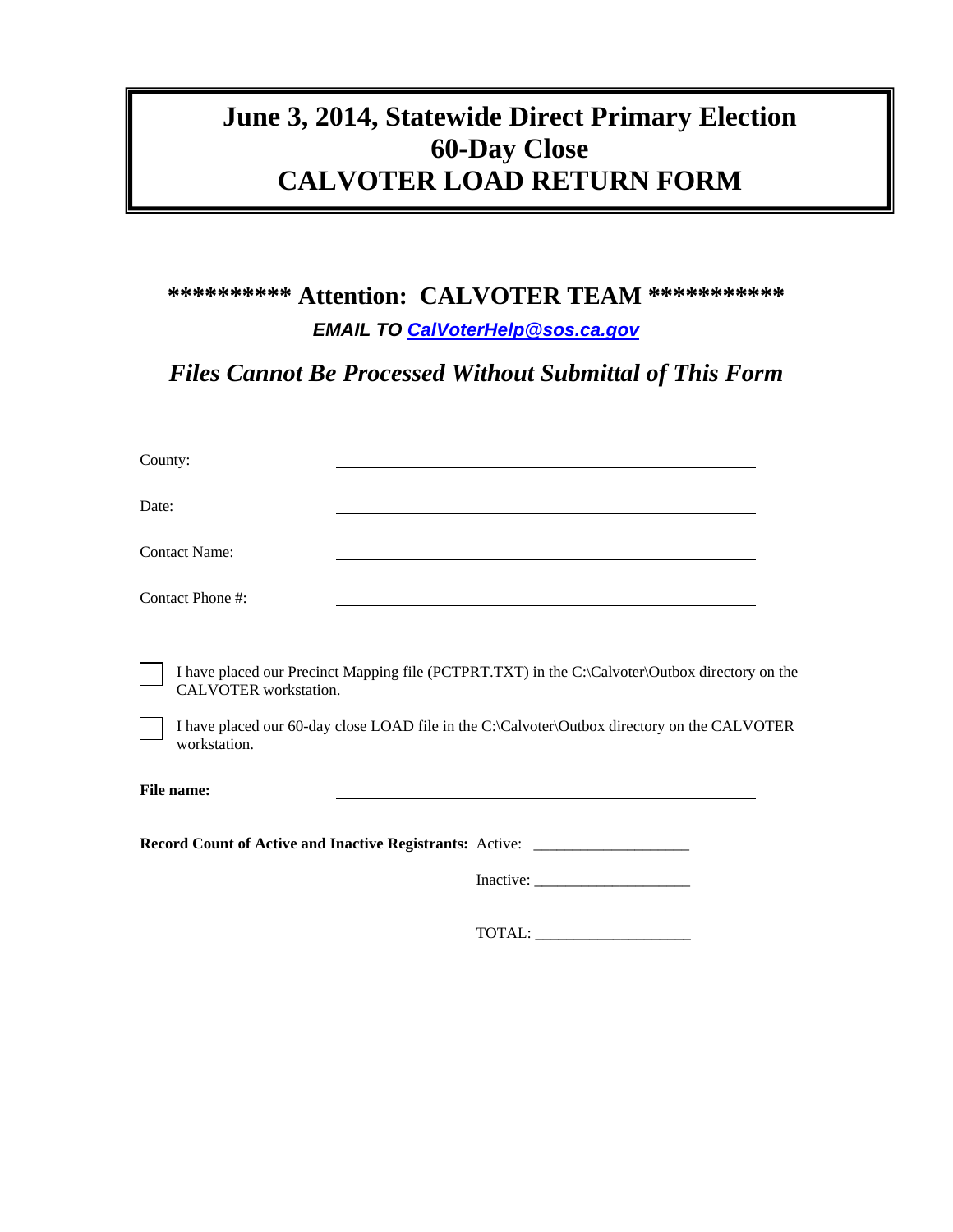# June 3, 2014, Statewide Direct Primary Election
# 60-Day Close
# CALVOTER LOAD RETURN FORM

## ********** Attention: CALVOTER TEAM ***********

***EMAIL TO [CalVoterHelp@sos.ca.gov](mailto:CalVoterHelp@sos.ca.gov)***

***Files Cannot Be Processed Without Submittal of This Form***

County: ______________________________

Date: ______________________________

Contact Name: ______________________________

Contact Phone #: ______________________________

☐ I have placed our Precinct Mapping file (PCTPRT.TXT) in the C:\Calvoter\Outbox directory on the CALVOTER workstation.

☐ I have placed our 60-day close LOAD file in the C:\Calvoter\Outbox directory on the CALVOTER workstation.

**File name:** ______________________________

**Record Count of Active and Inactive Registrants:** Active: ____________________

Inactive: ____________________

TOTAL: ____________________